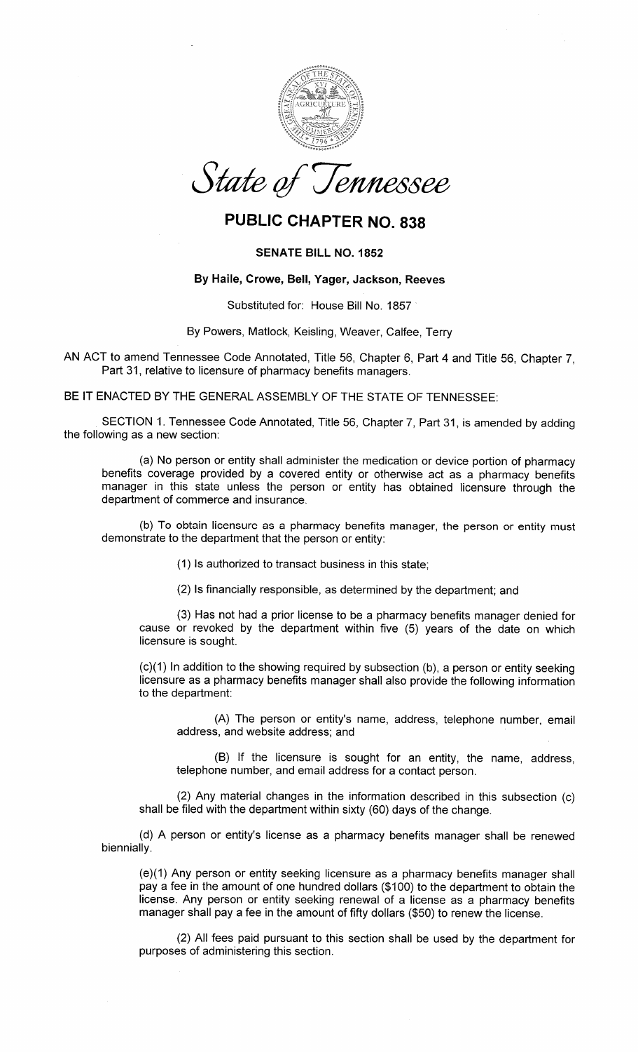*State of Tennessee*

# PUBLIC CHAPTER NO. 838

## SENATE BILL NO. 1852

### By Haile, Crowe, Bell, Yager, Jackson, Reeves

Substituted for: House Bill No. 1857

By Powers, Matlock, Keisling, Weaver, Calfee, Terry

AN ACT to amend Tennessee Code Annotated, Title 56, Chapter 6, Part 4 and Title 56, Chapter 7, Part 31, relative to licensure of pharmacy benefits managers.

BE IT ENACTED BY THE GENERAL ASSEMBLY OF THE STATE OF TENNESSEE:

SECTION 1. Tennessee Code Annotated, Title 56, Chapter 7, Part 31, is amended by adding the following as a new section:

(a) No person or entity shall administer the medication or device portion of pharmacy benefits coverage provided by a covered entity or otherwise act as a pharmacy benefits manager in this state unless the person or entity has obtained licensure through the department of commerce and insurance.

(b) To obtain licensure as a pharmacy benefits manager, the person or entity must demonstrate to the department that the person or entity:

(1) Is authorized to transact business in this state;

(2) Is financially responsible, as determined by the department; and

(3) Has not had a prior license to be a pharmacy benefits manager denied for cause or revoked by the department within five (5) years of the date on which licensure is sought.

(c)(1) In addition to the showing required by subsection (b), a person or entity seeking licensure as a pharmacy benefits manager shall also provide the following information to the department:

(A) The person or entity's name, address, telephone number, email address, and website address; and

(B) If the licensure is sought for an entity, the name, address, telephone number, and email address for a contact person.

(2) Any material changes in the information described in this subsection (c) shall be filed with the department within sixty (60) days of the change.

(d) A person or entity's license as a pharmacy benefits manager shall be renewed biennially.

(e)(1) Any person or entity seeking licensure as a pharmacy benefits manager shall pay a fee in the amount of one hundred dollars ($100) to the department to obtain the license. Any person or entity seeking renewal of a license as a pharmacy benefits manager shall pay a fee in the amount of fifty dollars ($50) to renew the license.

(2) All fees paid pursuant to this section shall be used by the department for purposes of administering this section.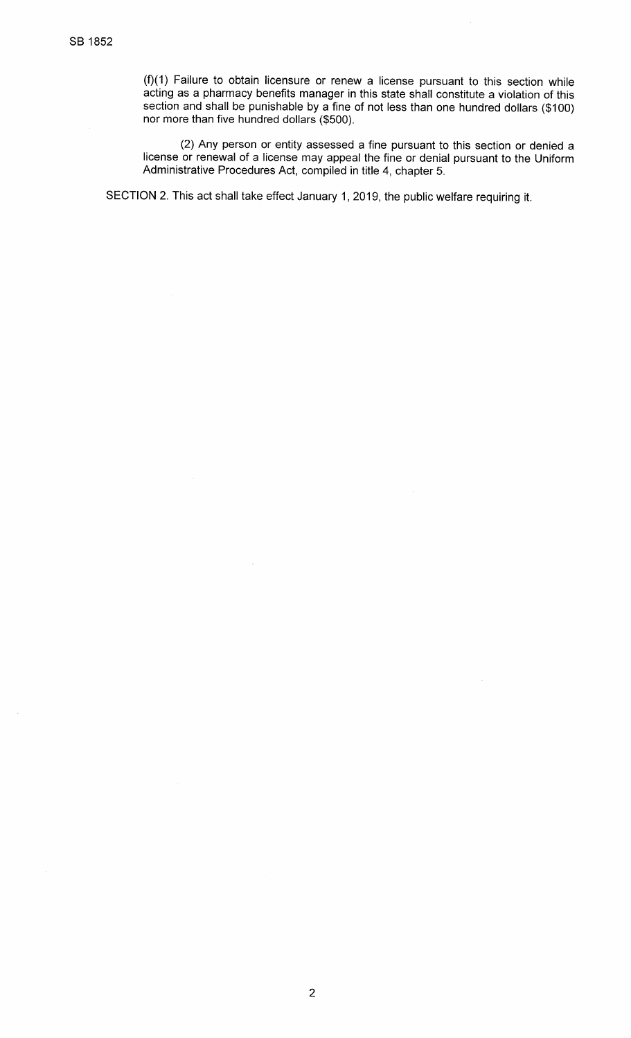(f)(1) Failure to obtain licensure or renew a license pursuant to this section while acting as a pharmacy benefits manager in this state shall constitute a violation of this section and shall be punishable by a fine of not less than one hundred dollars ($100) nor more than five hundred dollars ($500).

(2) Any person or entity assessed a fine pursuant to this section or denied a license or renewal of a license may appeal the fine or denial pursuant to the Uniform Administrative Procedures Act, compiled in title 4, chapter 5.

SECTION 2. This act shall take effect January 1, 2019, the public welfare requiring it.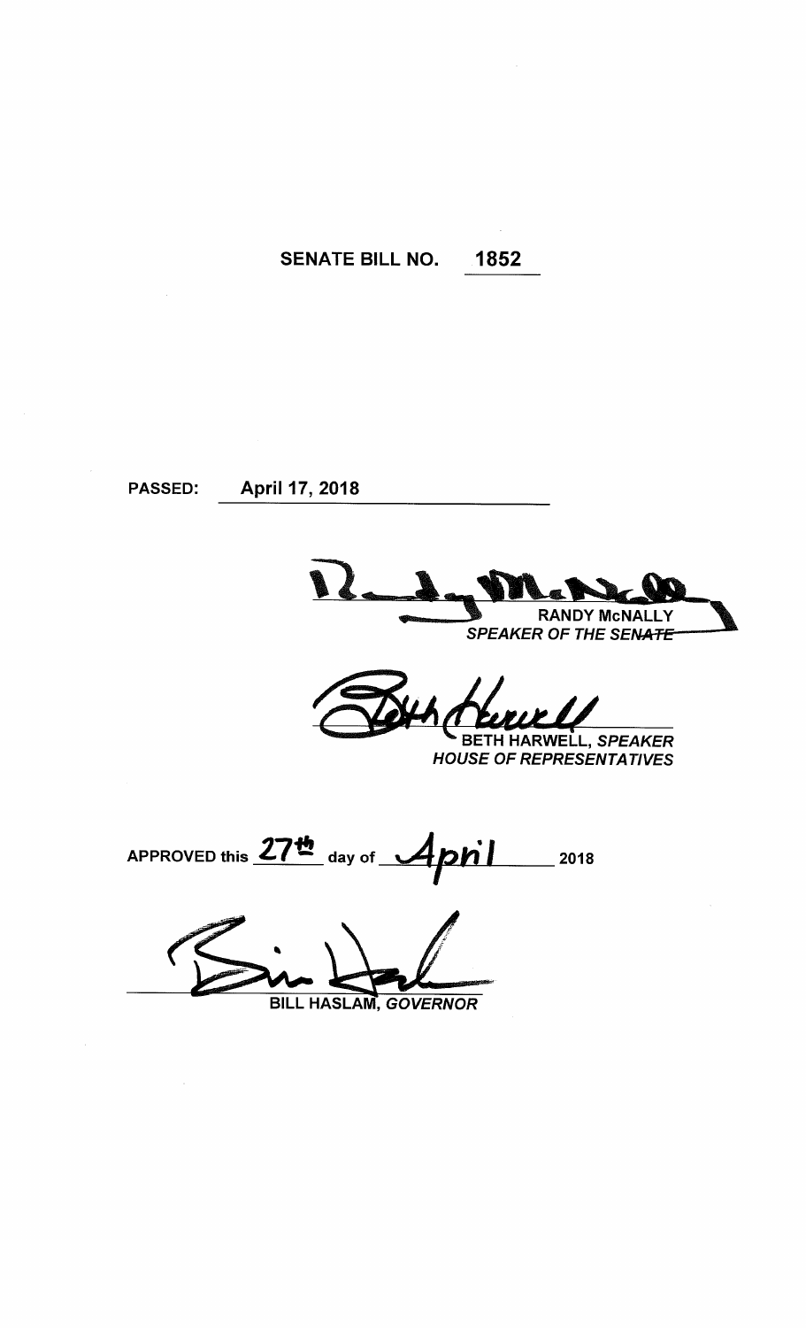**SENATE BILL NO. 1852**

**PASSED:** **April 17, 2018**

RANDY McNALLY
*SPEAKER OF THE SENATE*

BETH HARWELL, *SPEAKER*
*HOUSE OF REPRESENTATIVES*

APPROVED this 27th day of April 2018

BILL HASLAM, *GOVERNOR*